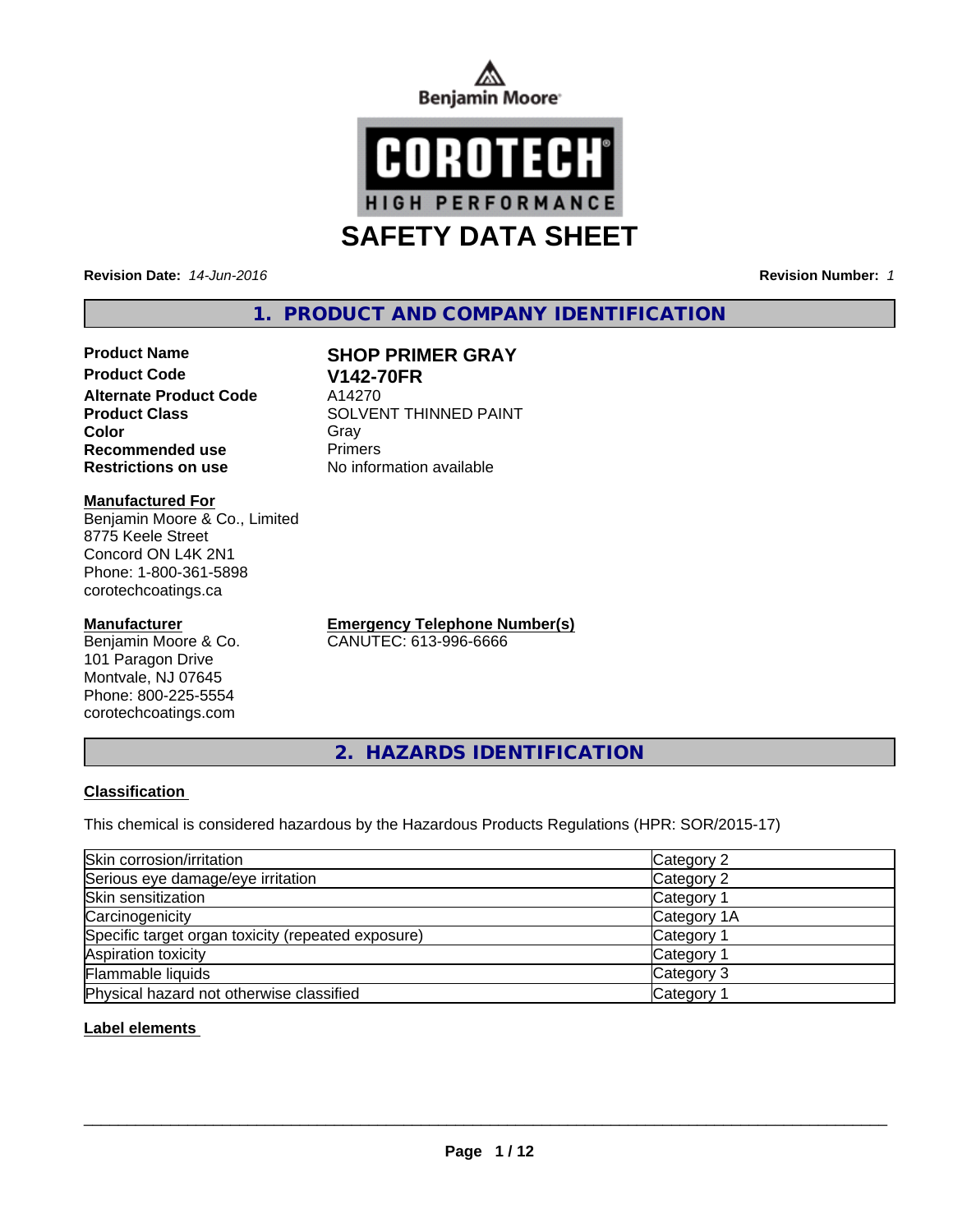Benjamin Moore

COROTECH

HIGH PERFORMANCE

# SAFETY DATA SHEET

**Revision Date:** *14-Jun-2016*

**Revision Number:** *1*

## 1. PRODUCT AND COMPANY IDENTIFICATION

| | |
|---|---|
| **Product Name** | **SHOP PRIMER GRAY** |
| **Product Code** | **V142-70FR** |
| **Alternate Product Code** | A14270 |
| **Product Class** | SOLVENT THINNED PAINT |
| **Color** | Gray |
| **Recommended use** | Primers |
| **Restrictions on use** | No information available |

**Manufactured For**

Benjamin Moore & Co., Limited
8775 Keele Street
Concord ON L4K 2N1
Phone: 1-800-361-5898
corotechcoatings.ca

**Manufacturer**

Benjamin Moore & Co.
101 Paragon Drive
Montvale, NJ 07645
Phone: 800-225-5554
corotechcoatings.com

**Emergency Telephone Number(s)**

CANUTEC: 613-996-6666

## 2. HAZARDS IDENTIFICATION

**Classification**

This chemical is considered hazardous by the Hazardous Products Regulations (HPR: SOR/2015-17)

| | |
|---|---|
| Skin corrosion/irritation | Category 2 |
| Serious eye damage/eye irritation | Category 2 |
| Skin sensitization | Category 1 |
| Carcinogenicity | Category 1A |
| Specific target organ toxicity (repeated exposure) | Category 1 |
| Aspiration toxicity | Category 1 |
| Flammable liquids | Category 3 |
| Physical hazard not otherwise classified | Category 1 |

**Label elements**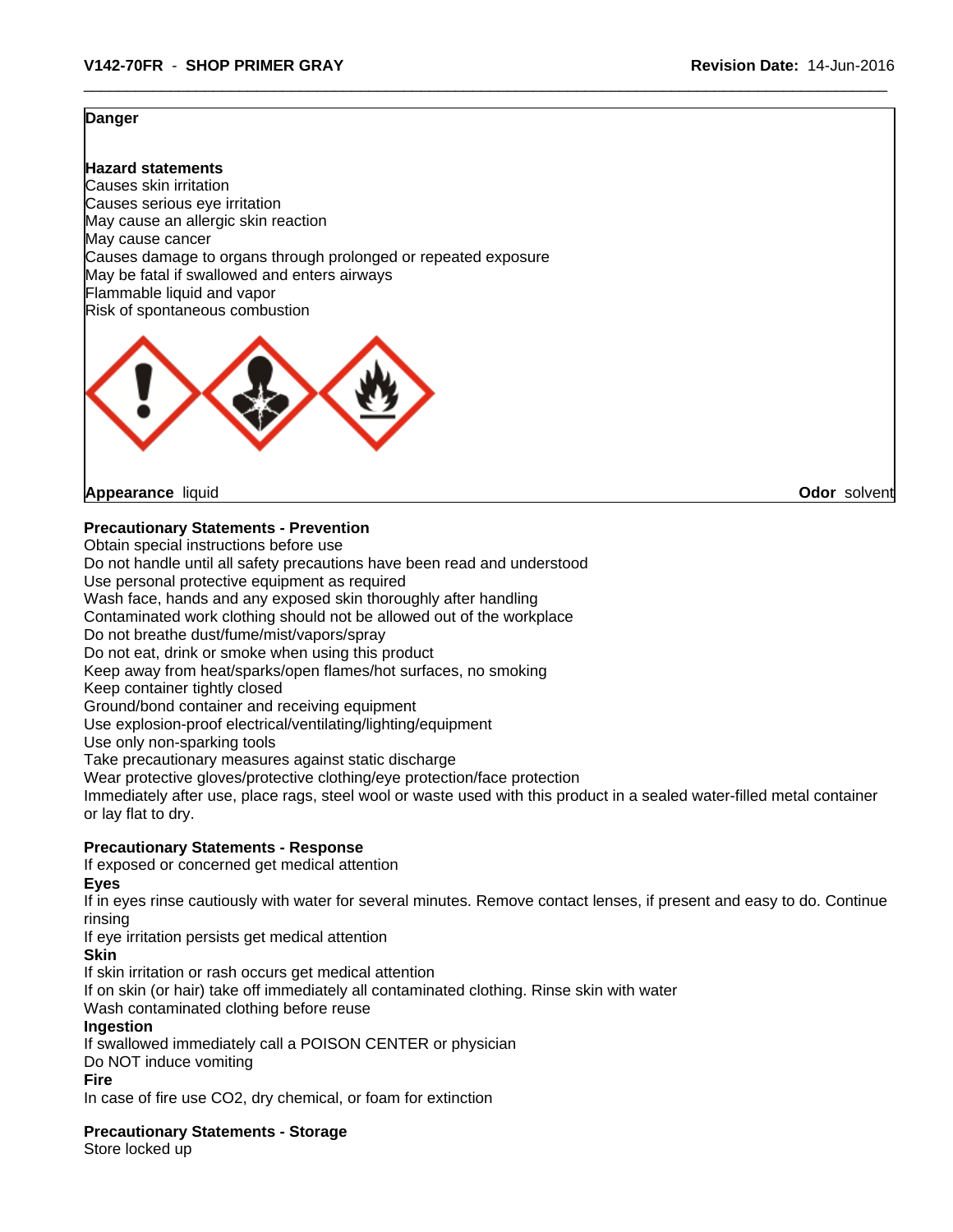**Danger**

**Hazard statements**
Causes skin irritation
Causes serious eye irritation
May cause an allergic skin reaction
May cause cancer
Causes damage to organs through prolonged or repeated exposure
May be fatal if swallowed and enters airways
Flammable liquid and vapor
Risk of spontaneous combustion

**Appearance** liquid **Odor** solvent

**Precautionary Statements - Prevention**
Obtain special instructions before use
Do not handle until all safety precautions have been read and understood
Use personal protective equipment as required
Wash face, hands and any exposed skin thoroughly after handling
Contaminated work clothing should not be allowed out of the workplace
Do not breathe dust/fume/mist/vapors/spray
Do not eat, drink or smoke when using this product
Keep away from heat/sparks/open flames/hot surfaces, no smoking
Keep container tightly closed
Ground/bond container and receiving equipment
Use explosion-proof electrical/ventilating/lighting/equipment
Use only non-sparking tools
Take precautionary measures against static discharge
Wear protective gloves/protective clothing/eye protection/face protection
Immediately after use, place rags, steel wool or waste used with this product in a sealed water-filled metal container or lay flat to dry.

**Precautionary Statements - Response**
If exposed or concerned get medical attention

**Eyes**
If in eyes rinse cautiously with water for several minutes. Remove contact lenses, if present and easy to do. Continue rinsing
If eye irritation persists get medical attention

**Skin**
If skin irritation or rash occurs get medical attention
If on skin (or hair) take off immediately all contaminated clothing. Rinse skin with water
Wash contaminated clothing before reuse

**Ingestion**
If swallowed immediately call a POISON CENTER or physician
Do NOT induce vomiting

**Fire**
In case of fire use $CO_2$, dry chemical, or foam for extinction

**Precautionary Statements - Storage**
Store locked up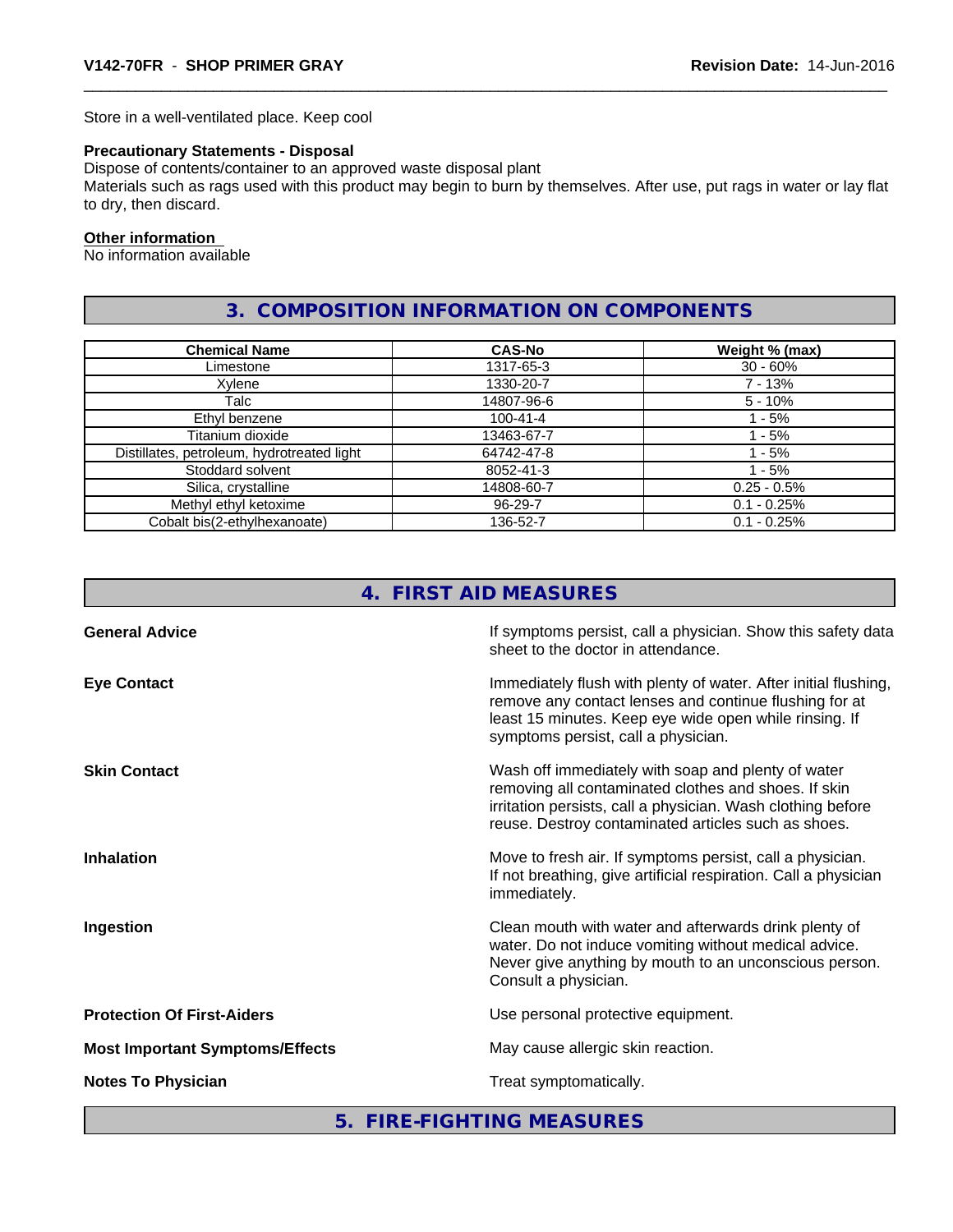Store in a well-ventilated place. Keep cool

**Precautionary Statements - Disposal**
Dispose of contents/container to an approved waste disposal plant
Materials such as rags used with this product may begin to burn by themselves. After use, put rags in water or lay flat to dry, then discard.

**Other information**
No information available

## 3. COMPOSITION INFORMATION ON COMPONENTS

| Chemical Name | CAS-No | Weight % (max) |
|---|---|---|
| Limestone | 1317-65-3 | 30 - 60% |
| Xylene | 1330-20-7 | 7 - 13% |
| Talc | 14807-96-6 | 5 - 10% |
| Ethyl benzene | 100-41-4 | 1 - 5% |
| Titanium dioxide | 13463-67-7 | 1 - 5% |
| Distillates, petroleum, hydrotreated light | 64742-47-8 | 1 - 5% |
| Stoddard solvent | 8052-41-3 | 1 - 5% |
| Silica, crystalline | 14808-60-7 | 0.25 - 0.5% |
| Methyl ethyl ketoxime | 96-29-7 | 0.1 - 0.25% |
| Cobalt bis(2-ethylhexanoate) | 136-52-7 | 0.1 - 0.25% |

## 4. FIRST AID MEASURES

**General Advice**
If symptoms persist, call a physician. Show this safety data sheet to the doctor in attendance.

**Eye Contact**
Immediately flush with plenty of water. After initial flushing, remove any contact lenses and continue flushing for at least 15 minutes. Keep eye wide open while rinsing. If symptoms persist, call a physician.

**Skin Contact**
Wash off immediately with soap and plenty of water removing all contaminated clothes and shoes. If skin irritation persists, call a physician. Wash clothing before reuse. Destroy contaminated articles such as shoes.

**Inhalation**
Move to fresh air. If symptoms persist, call a physician. If not breathing, give artificial respiration. Call a physician immediately.

**Ingestion**
Clean mouth with water and afterwards drink plenty of water. Do not induce vomiting without medical advice. Never give anything by mouth to an unconscious person. Consult a physician.

**Protection Of First-Aiders**
Use personal protective equipment.

**Most Important Symptoms/Effects**
May cause allergic skin reaction.

**Notes To Physician**
Treat symptomatically.

## 5. FIRE-FIGHTING MEASURES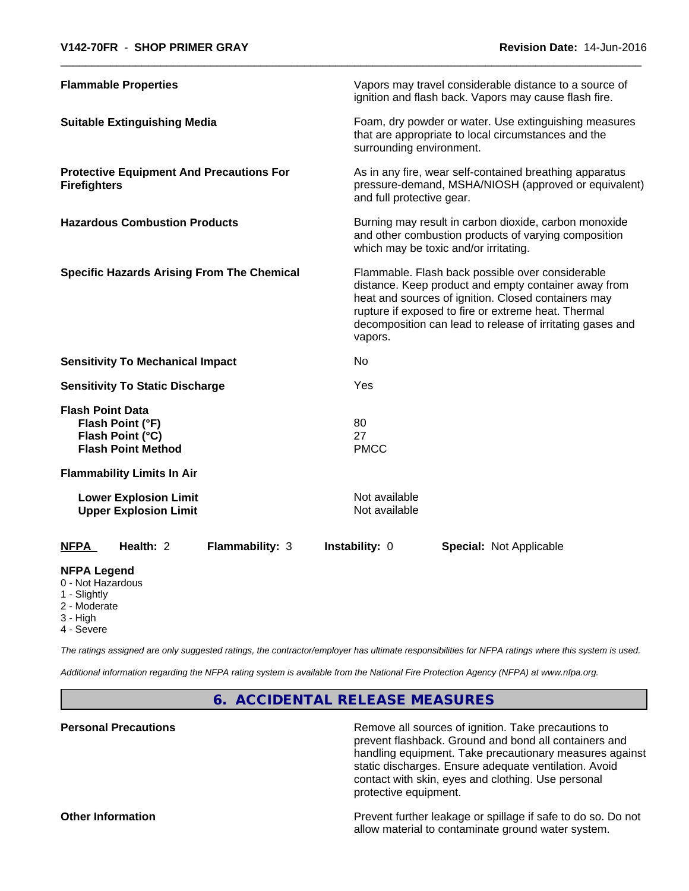| | |
|---|---|
| **Flammable Properties** | Vapors may travel considerable distance to a source of ignition and flash back. Vapors may cause flash fire. |
| **Suitable Extinguishing Media** | Foam, dry powder or water. Use extinguishing measures that are appropriate to local circumstances and the surrounding environment. |
| **Protective Equipment And Precautions For Firefighters** | As in any fire, wear self-contained breathing apparatus pressure-demand, MSHA/NIOSH (approved or equivalent) and full protective gear. |
| **Hazardous Combustion Products** | Burning may result in carbon dioxide, carbon monoxide and other combustion products of varying composition which may be toxic and/or irritating. |
| **Specific Hazards Arising From The Chemical** | Flammable. Flash back possible over considerable distance. Keep product and empty container away from heat and sources of ignition. Closed containers may rupture if exposed to fire or extreme heat. Thermal decomposition can lead to release of irritating gases and vapors. |
| **Sensitivity To Mechanical Impact** | No |
| **Sensitivity To Static Discharge** | Yes |

**Flash Point Data**

| | |
|---|---|
| **Flash Point (°F)** | 80 |
| **Flash Point (°C)** | 27 |
| **Flash Point Method** | PMCC |

**Flammability Limits In Air**

| | |
|---|---|
| **Lower Explosion Limit** | Not available |
| **Upper Explosion Limit** | Not available |

| **NFPA** | **Health:** 2 | **Flammability:** 3 | **Instability:** 0 | **Special:** Not Applicable |
|---|---|---|---|---|

**NFPA Legend**
- 0 - Not Hazardous
- 1 - Slightly
- 2 - Moderate
- 3 - High
- 4 - Severe

*The ratings assigned are only suggested ratings, the contractor/employer has ultimate responsibilities for NFPA ratings where this system is used.*

*Additional information regarding the NFPA rating system is available from the National Fire Protection Agency (NFPA) at www.nfpa.org.*

## 6. ACCIDENTAL RELEASE MEASURES

| | |
|---|---|
| **Personal Precautions** | Remove all sources of ignition. Take precautions to prevent flashback. Ground and bond all containers and handling equipment. Take precautionary measures against static discharges. Ensure adequate ventilation. Avoid contact with skin, eyes and clothing. Use personal protective equipment. |
| **Other Information** | Prevent further leakage or spillage if safe to do so. Do not allow material to contaminate ground water system. |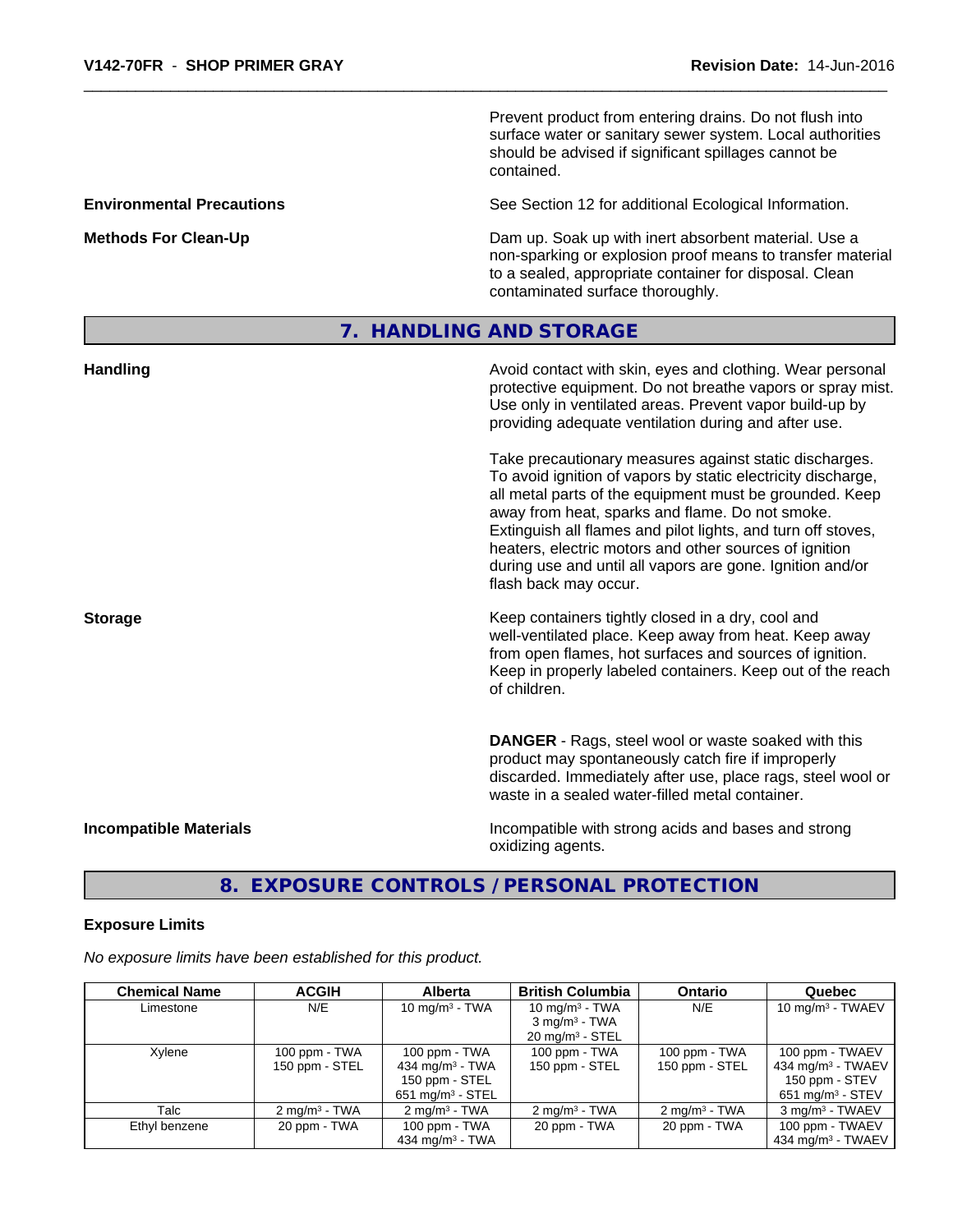| | |
|---|---|
| | Prevent product from entering drains. Do not flush into surface water or sanitary sewer system. Local authorities should be advised if significant spillages cannot be contained. |
| **Environmental Precautions** | See Section 12 for additional Ecological Information. |
| **Methods For Clean-Up** | Dam up. Soak up with inert absorbent material. Use a non-sparking or explosion proof means to transfer material to a sealed, appropriate container for disposal. Clean contaminated surface thoroughly. |

## 7. HANDLING AND STORAGE

**Handling**

Avoid contact with skin, eyes and clothing. Wear personal protective equipment. Do not breathe vapors or spray mist. Use only in ventilated areas. Prevent vapor build-up by providing adequate ventilation during and after use.

Take precautionary measures against static discharges. To avoid ignition of vapors by static electricity discharge, all metal parts of the equipment must be grounded. Keep away from heat, sparks and flame. Do not smoke. Extinguish all flames and pilot lights, and turn off stoves, heaters, electric motors and other sources of ignition during use and until all vapors are gone. Ignition and/or flash back may occur.

**Storage**

Keep containers tightly closed in a dry, cool and well-ventilated place. Keep away from heat. Keep away from open flames, hot surfaces and sources of ignition. Keep in properly labeled containers. Keep out of the reach of children.

**DANGER** - Rags, steel wool or waste soaked with this product may spontaneously catch fire if improperly discarded. Immediately after use, place rags, steel wool or waste in a sealed water-filled metal container.

**Incompatible Materials**

Incompatible with strong acids and bases and strong oxidizing agents.

## 8. EXPOSURE CONTROLS / PERSONAL PROTECTION

**Exposure Limits**

*No exposure limits have been established for this product.*

| Chemical Name | ACGIH | Alberta | British Columbia | Ontario | Quebec |
|---|---|---|---|---|---|
| Limestone | N/E | 10 mg/m³ - TWA | 10 mg/m³ - TWA<br>3 mg/m³ - TWA<br>20 mg/m³ - STEL | N/E | 10 mg/m³ - TWAEV |
| Xylene | 100 ppm - TWA<br>150 ppm - STEL | 100 ppm - TWA<br>434 mg/m³ - TWA<br>150 ppm - STEL<br>651 mg/m³ - STEL | 100 ppm - TWA<br>150 ppm - STEL | 100 ppm - TWA<br>150 ppm - STEL | 100 ppm - TWAEV<br>434 mg/m³ - TWAEV<br>150 ppm - STEV<br>651 mg/m³ - STEV |
| Talc | 2 mg/m³ - TWA | 2 mg/m³ - TWA | 2 mg/m³ - TWA | 2 mg/m³ - TWA | 3 mg/m³ - TWAEV |
| Ethyl benzene | 20 ppm - TWA | 100 ppm - TWA<br>434 mg/m³ - TWA | 20 ppm - TWA | 20 ppm - TWA | 100 ppm - TWAEV<br>434 mg/m³ - TWAEV |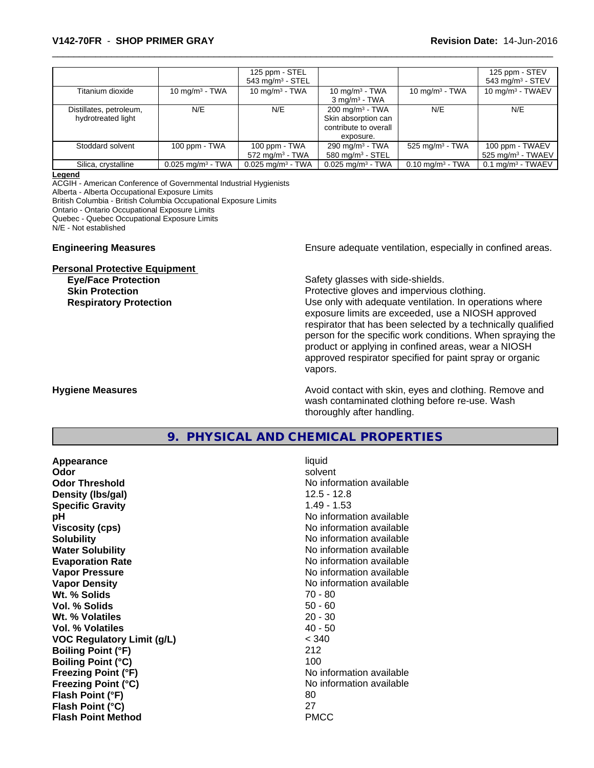| | | | | | |
|---|---|---|---|---|---|
| | | 125 ppm - STEL<br>543 mg/m³ - STEL | | | 125 ppm - STEV<br>543 mg/m³ - STEV |
| Titanium dioxide | 10 mg/m³ - TWA | 10 mg/m³ - TWA | 10 mg/m³ - TWA<br>3 mg/m³ - TWA | 10 mg/m³ - TWA | 10 mg/m³ - TWAEV |
| Distillates, petroleum, hydrotreated light | N/E | N/E | 200 mg/m³ - TWA<br>Skin absorption can contribute to overall exposure. | N/E | N/E |
| Stoddard solvent | 100 ppm - TWA | 100 ppm - TWA<br>572 mg/m³ - TWA | 290 mg/m³ - TWA<br>580 mg/m³ - STEL | 525 mg/m³ - TWA | 100 ppm - TWAEV<br>525 mg/m³ - TWAEV |
| Silica, crystalline | 0.025 mg/m³ - TWA | 0.025 mg/m³ - TWA | 0.025 mg/m³ - TWA | 0.10 mg/m³ - TWA | 0.1 mg/m³ - TWAEV |

**Legend**
ACGIH - American Conference of Governmental Industrial Hygienists
Alberta - Alberta Occupational Exposure Limits
British Columbia - British Columbia Occupational Exposure Limits
Ontario - Ontario Occupational Exposure Limits
Quebec - Quebec Occupational Exposure Limits
N/E - Not established

**Engineering Measures** Ensure adequate ventilation, especially in confined areas.

**Personal Protective Equipment**

**Eye/Face Protection** Safety glasses with side-shields.

**Skin Protection** Protective gloves and impervious clothing.

**Respiratory Protection** Use only with adequate ventilation. In operations where exposure limits are exceeded, use a NIOSH approved respirator that has been selected by a technically qualified person for the specific work conditions. When spraying the product or applying in confined areas, wear a NIOSH approved respirator specified for paint spray or organic vapors.

**Hygiene Measures** Avoid contact with skin, eyes and clothing. Remove and wash contaminated clothing before re-use. Wash thoroughly after handling.

## 9. PHYSICAL AND CHEMICAL PROPERTIES

| | |
|---|---|
| **Appearance** | liquid |
| **Odor** | solvent |
| **Odor Threshold** | No information available |
| **Density (lbs/gal)** | 12.5 - 12.8 |
| **Specific Gravity** | 1.49 - 1.53 |
| **pH** | No information available |
| **Viscosity (cps)** | No information available |
| **Solubility** | No information available |
| **Water Solubility** | No information available |
| **Evaporation Rate** | No information available |
| **Vapor Pressure** | No information available |
| **Vapor Density** | No information available |
| **Wt. % Solids** | 70 - 80 |
| **Vol. % Solids** | 50 - 60 |
| **Wt. % Volatiles** | 20 - 30 |
| **Vol. % Volatiles** | 40 - 50 |
| **VOC Regulatory Limit (g/L)** | < 340 |
| **Boiling Point (°F)** | 212 |
| **Boiling Point (°C)** | 100 |
| **Freezing Point (°F)** | No information available |
| **Freezing Point (°C)** | No information available |
| **Flash Point (°F)** | 80 |
| **Flash Point (°C)** | 27 |
| **Flash Point Method** | PMCC |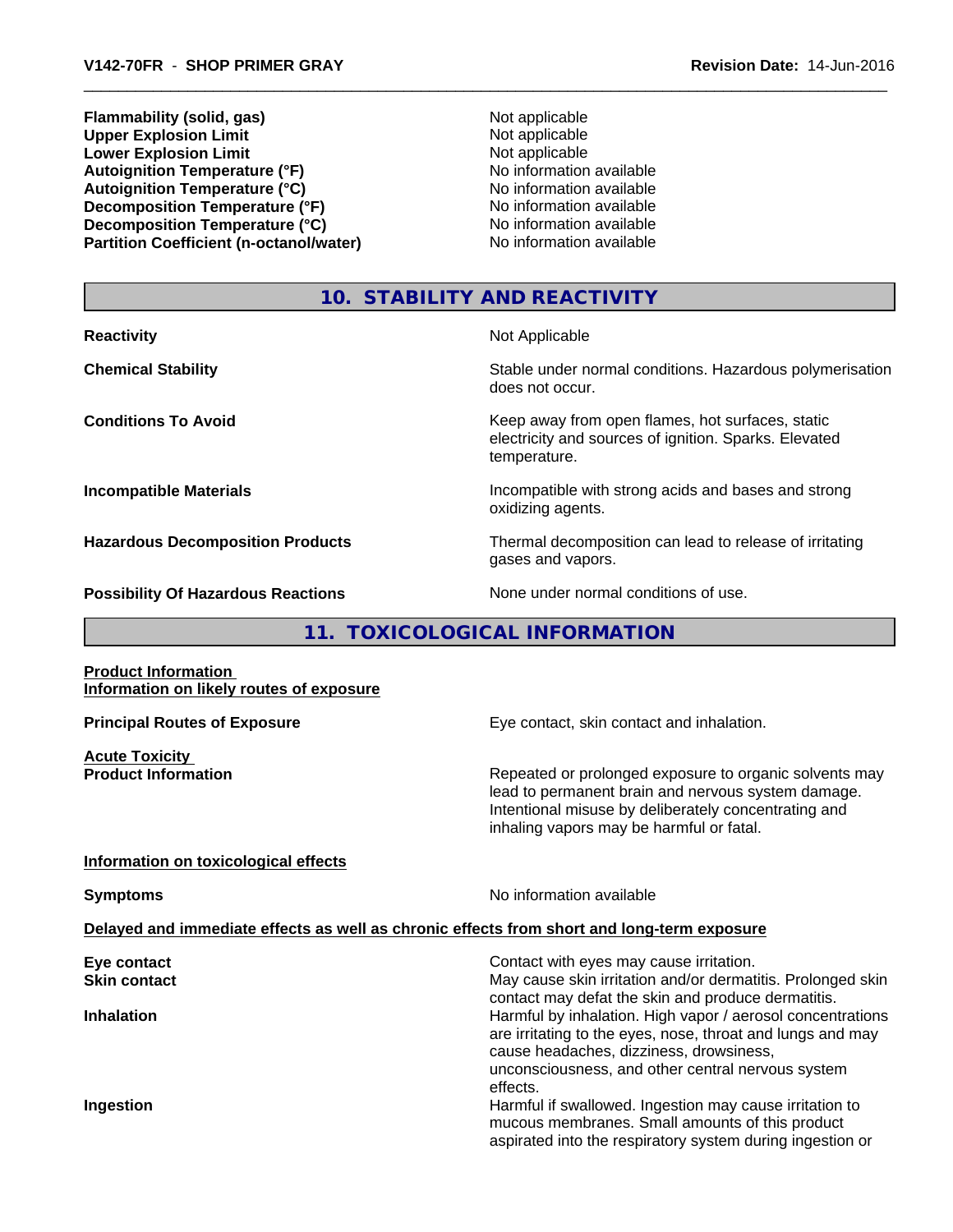| | |
|---|---|
| **Flammability (solid, gas)** | Not applicable |
| **Upper Explosion Limit** | Not applicable |
| **Lower Explosion Limit** | Not applicable |
| **Autoignition Temperature (°F)** | No information available |
| **Autoignition Temperature (°C)** | No information available |
| **Decomposition Temperature (°F)** | No information available |
| **Decomposition Temperature (°C)** | No information available |
| **Partition Coefficient (n-octanol/water)** | No information available |

## 10. STABILITY AND REACTIVITY

| | |
|---|---|
| **Reactivity** | Not Applicable |
| **Chemical Stability** | Stable under normal conditions. Hazardous polymerisation does not occur. |
| **Conditions To Avoid** | Keep away from open flames, hot surfaces, static electricity and sources of ignition. Sparks. Elevated temperature. |
| **Incompatible Materials** | Incompatible with strong acids and bases and strong oxidizing agents. |
| **Hazardous Decomposition Products** | Thermal decomposition can lead to release of irritating gases and vapors. |
| **Possibility Of Hazardous Reactions** | None under normal conditions of use. |

## 11. TOXICOLOGICAL INFORMATION

**Product Information**
**Information on likely routes of exposure**

**Principal Routes of Exposure** — Eye contact, skin contact and inhalation.

**Acute Toxicity**

**Product Information** — Repeated or prolonged exposure to organic solvents may lead to permanent brain and nervous system damage. Intentional misuse by deliberately concentrating and inhaling vapors may be harmful or fatal.

**Information on toxicological effects**

**Symptoms** — No information available

**Delayed and immediate effects as well as chronic effects from short and long-term exposure**

| | |
|---|---|
| **Eye contact** | Contact with eyes may cause irritation. |
| **Skin contact** | May cause skin irritation and/or dermatitis. Prolonged skin contact may defat the skin and produce dermatitis. |
| **Inhalation** | Harmful by inhalation. High vapor / aerosol concentrations are irritating to the eyes, nose, throat and lungs and may cause headaches, dizziness, drowsiness, unconsciousness, and other central nervous system effects. |
| **Ingestion** | Harmful if swallowed. Ingestion may cause irritation to mucous membranes. Small amounts of this product aspirated into the respiratory system during ingestion or |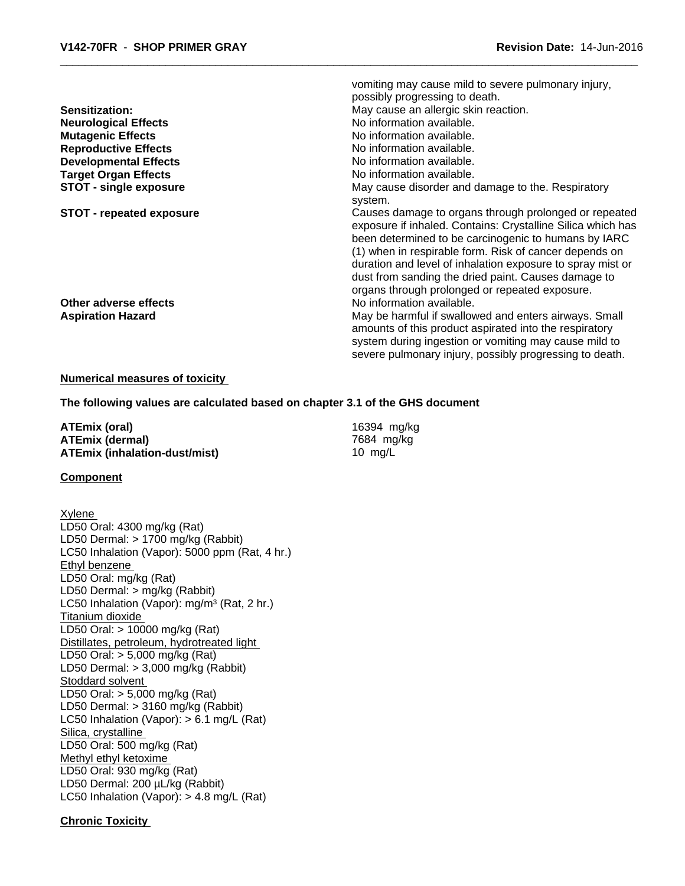vomiting may cause mild to severe pulmonary injury, possibly progressing to death.

| | |
|---|---|
| **Sensitization:** | May cause an allergic skin reaction. |
| **Neurological Effects** | No information available. |
| **Mutagenic Effects** | No information available. |
| **Reproductive Effects** | No information available. |
| **Developmental Effects** | No information available. |
| **Target Organ Effects** | No information available. |
| **STOT - single exposure** | May cause disorder and damage to the. Respiratory system. |
| **STOT - repeated exposure** | Causes damage to organs through prolonged or repeated exposure if inhaled. Contains: Crystalline Silica which has been determined to be carcinogenic to humans by IARC (1) when in respirable form. Risk of cancer depends on duration and level of inhalation exposure to spray mist or dust from sanding the dried paint. Causes damage to organs through prolonged or repeated exposure. |
| **Other adverse effects** | No information available. |
| **Aspiration Hazard** | May be harmful if swallowed and enters airways. Small amounts of this product aspirated into the respiratory system during ingestion or vomiting may cause mild to severe pulmonary injury, possibly progressing to death. |

**Numerical measures of toxicity**

**The following values are calculated based on chapter 3.1 of the GHS document**

| | |
|---|---|
| **ATEmix (oral)** | 16394 mg/kg |
| **ATEmix (dermal)** | 7684 mg/kg |
| **ATEmix (inhalation-dust/mist)** | 10 mg/L |

**Component**

Xylene
LD50 Oral: 4300 mg/kg (Rat)
LD50 Dermal: > 1700 mg/kg (Rabbit)
LC50 Inhalation (Vapor): 5000 ppm (Rat, 4 hr.)
Ethyl benzene
LD50 Oral: mg/kg (Rat)
LD50 Dermal: > mg/kg (Rabbit)
LC50 Inhalation (Vapor): mg/m³ (Rat, 2 hr.)
Titanium dioxide
LD50 Oral: > 10000 mg/kg (Rat)
Distillates, petroleum, hydrotreated light
LD50 Oral: > 5,000 mg/kg (Rat)
LD50 Dermal: > 3,000 mg/kg (Rabbit)
Stoddard solvent
LD50 Oral: > 5,000 mg/kg (Rat)
LD50 Dermal: > 3160 mg/kg (Rabbit)
LC50 Inhalation (Vapor): > 6.1 mg/L (Rat)
Silica, crystalline
LD50 Oral: 500 mg/kg (Rat)
Methyl ethyl ketoxime
LD50 Oral: 930 mg/kg (Rat)
LD50 Dermal: 200 µL/kg (Rabbit)
LC50 Inhalation (Vapor): > 4.8 mg/L (Rat)

**Chronic Toxicity**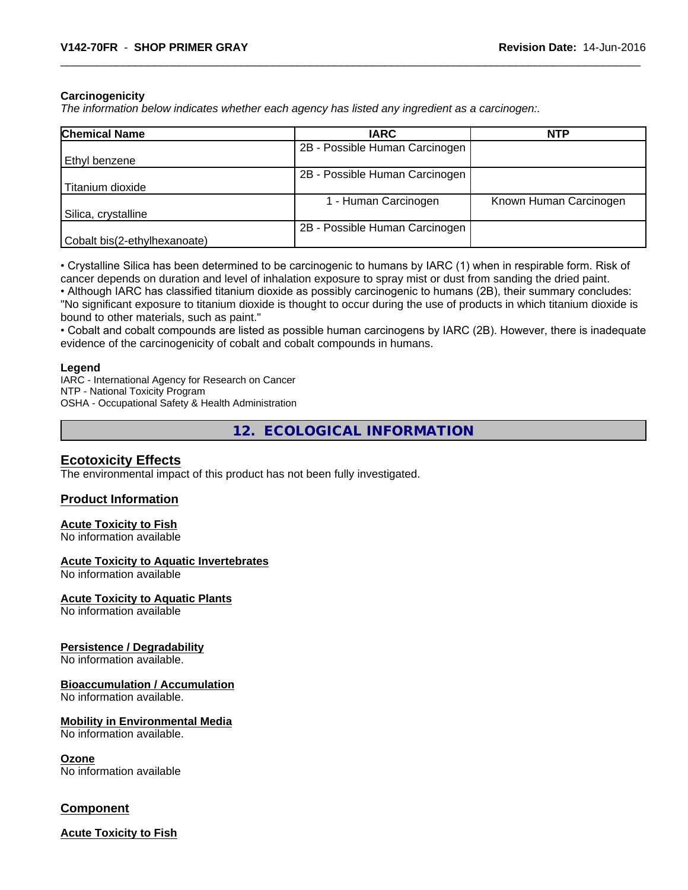**Carcinogenicity**

*The information below indicates whether each agency has listed any ingredient as a carcinogen:.*

| Chemical Name | IARC | NTP |
|---|---|---|
| Ethyl benzene | 2B - Possible Human Carcinogen | |
| Titanium dioxide | 2B - Possible Human Carcinogen | |
| Silica, crystalline | 1 - Human Carcinogen | Known Human Carcinogen |
| Cobalt bis(2-ethylhexanoate) | 2B - Possible Human Carcinogen | |

• Crystalline Silica has been determined to be carcinogenic to humans by IARC (1) when in respirable form. Risk of cancer depends on duration and level of inhalation exposure to spray mist or dust from sanding the dried paint.
• Although IARC has classified titanium dioxide as possibly carcinogenic to humans (2B), their summary concludes: "No significant exposure to titanium dioxide is thought to occur during the use of products in which titanium dioxide is bound to other materials, such as paint."
• Cobalt and cobalt compounds are listed as possible human carcinogens by IARC (2B). However, there is inadequate evidence of the carcinogenicity of cobalt and cobalt compounds in humans.

**Legend**

IARC - International Agency for Research on Cancer
NTP - National Toxicity Program
OSHA - Occupational Safety & Health Administration

## 12. ECOLOGICAL INFORMATION

### Ecotoxicity Effects

The environmental impact of this product has not been fully investigated.

### Product Information

**Acute Toxicity to Fish**
No information available

**Acute Toxicity to Aquatic Invertebrates**
No information available

**Acute Toxicity to Aquatic Plants**
No information available

**Persistence / Degradability**
No information available.

**Bioaccumulation / Accumulation**
No information available.

**Mobility in Environmental Media**
No information available.

**Ozone**
No information available

### Component

**Acute Toxicity to Fish**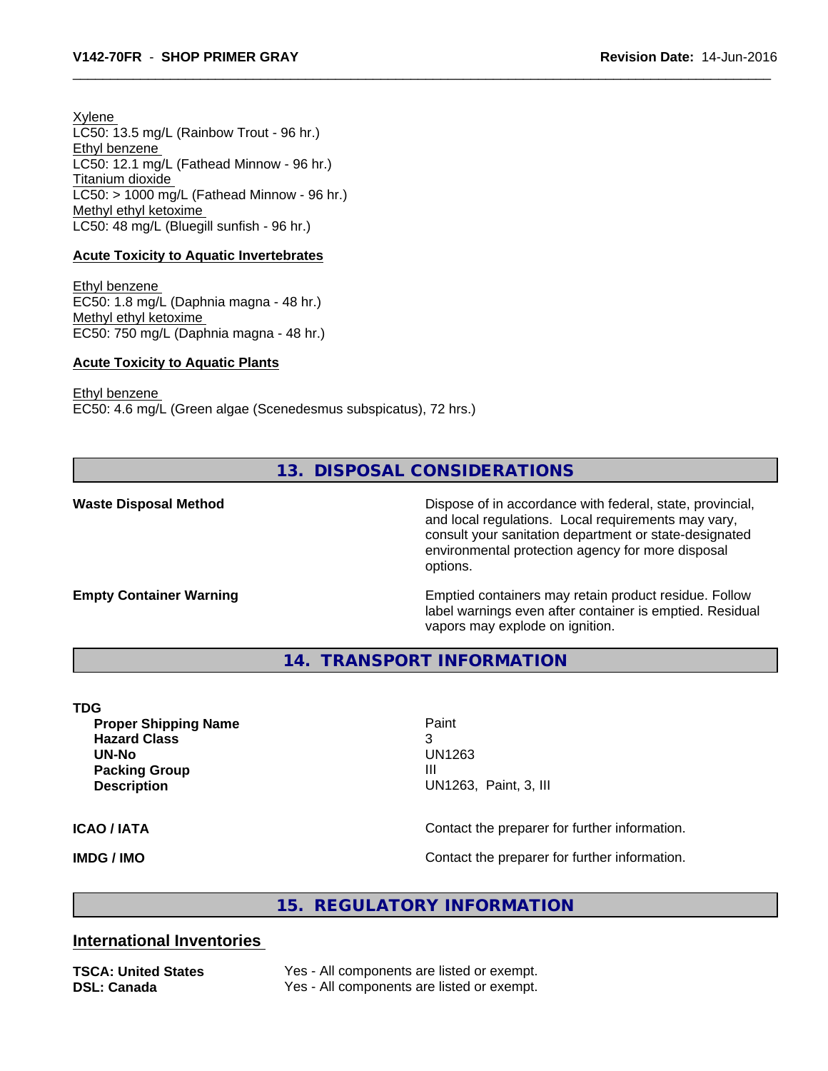Xylene
LC50: 13.5 mg/L (Rainbow Trout - 96 hr.)
Ethyl benzene
LC50: 12.1 mg/L (Fathead Minnow - 96 hr.)
Titanium dioxide
LC50: > 1000 mg/L (Fathead Minnow - 96 hr.)
Methyl ethyl ketoxime
LC50: 48 mg/L (Bluegill sunfish - 96 hr.)

**Acute Toxicity to Aquatic Invertebrates**

Ethyl benzene
EC50: 1.8 mg/L (Daphnia magna - 48 hr.)
Methyl ethyl ketoxime
EC50: 750 mg/L (Daphnia magna - 48 hr.)

**Acute Toxicity to Aquatic Plants**

Ethyl benzene
EC50: 4.6 mg/L (Green algae (Scenedesmus subspicatus), 72 hrs.)

## 13. DISPOSAL CONSIDERATIONS

**Waste Disposal Method** — Dispose of in accordance with federal, state, provincial, and local regulations. Local requirements may vary, consult your sanitation department or state-designated environmental protection agency for more disposal options.

**Empty Container Warning** — Emptied containers may retain product residue. Follow label warnings even after container is emptied. Residual vapors may explode on ignition.

## 14. TRANSPORT INFORMATION

**TDG**

| | |
|---|---|
| **Proper Shipping Name** | Paint |
| **Hazard Class** | 3 |
| **UN-No** | UN1263 |
| **Packing Group** | III |
| **Description** | UN1263, Paint, 3, III |

**ICAO / IATA** — Contact the preparer for further information.

**IMDG / IMO** — Contact the preparer for further information.

## 15. REGULATORY INFORMATION

### International Inventories

| | |
|---|---|
| **TSCA: United States** | Yes - All components are listed or exempt. |
| **DSL: Canada** | Yes - All components are listed or exempt. |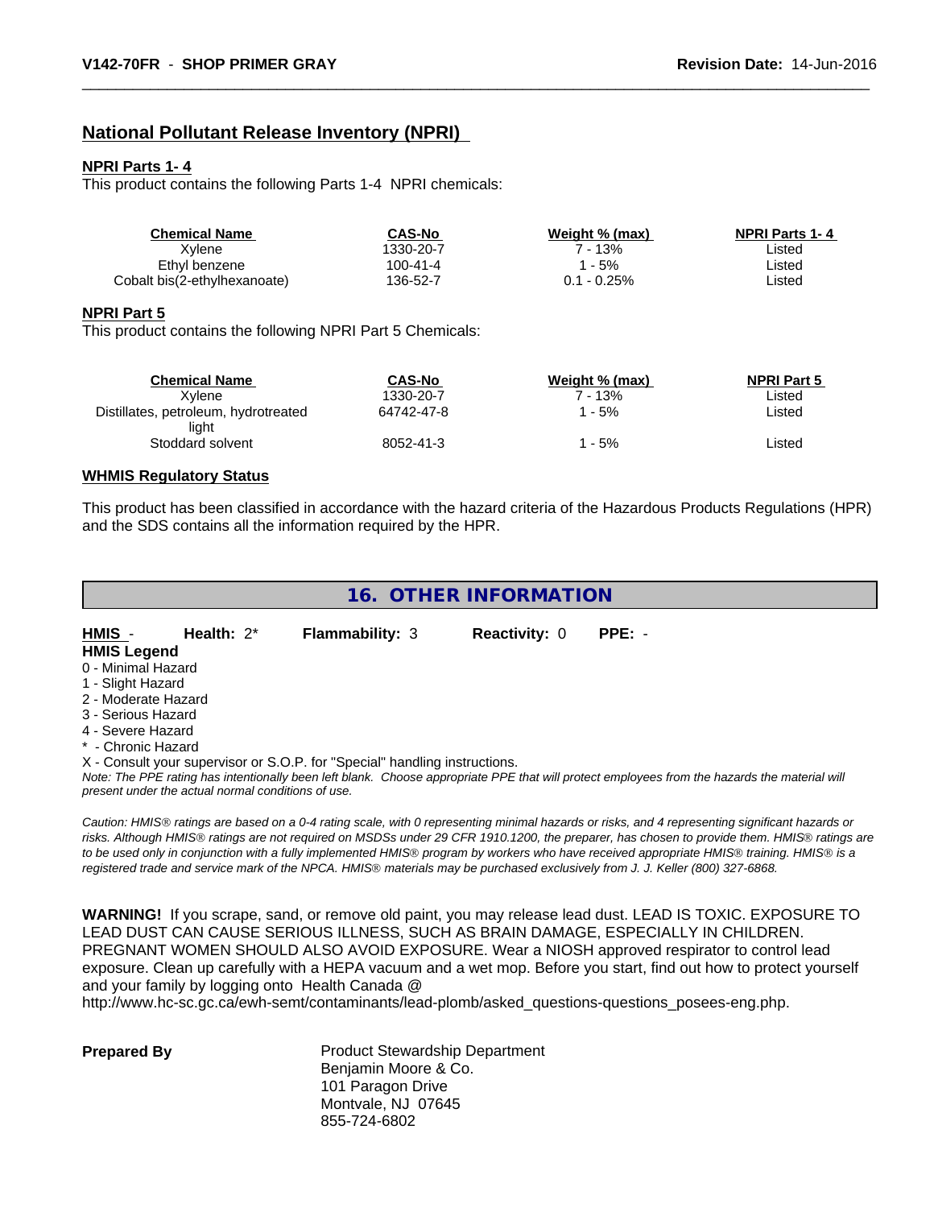## National Pollutant Release Inventory (NPRI)

### NPRI Parts 1- 4

This product contains the following Parts 1-4 NPRI chemicals:

| Chemical Name | CAS-No | Weight % (max) | NPRI Parts 1- 4 |
|---|---|---|---|
| Xylene | 1330-20-7 | 7 - 13% | Listed |
| Ethyl benzene | 100-41-4 | 1 - 5% | Listed |
| Cobalt bis(2-ethylhexanoate) | 136-52-7 | 0.1 - 0.25% | Listed |

### NPRI Part 5

This product contains the following NPRI Part 5 Chemicals:

| Chemical Name | CAS-No | Weight % (max) | NPRI Part 5 |
|---|---|---|---|
| Xylene | 1330-20-7 | 7 - 13% | Listed |
| Distillates, petroleum, hydrotreated light | 64742-47-8 | 1 - 5% | Listed |
| Stoddard solvent | 8052-41-3 | 1 - 5% | Listed |

### WHMIS Regulatory Status

This product has been classified in accordance with the hazard criteria of the Hazardous Products Regulations (HPR) and the SDS contains all the information required by the HPR.

## 16. OTHER INFORMATION

**HMIS** - **Health:** 2* **Flammability:** 3 **Reactivity:** 0 **PPE:** -

**HMIS Legend**

0 - Minimal Hazard
1 - Slight Hazard
2 - Moderate Hazard
3 - Serious Hazard
4 - Severe Hazard
* - Chronic Hazard
X - Consult your supervisor or S.O.P. for "Special" handling instructions.

*Note: The PPE rating has intentionally been left blank. Choose appropriate PPE that will protect employees from the hazards the material will present under the actual normal conditions of use.*

*Caution: HMIS® ratings are based on a 0-4 rating scale, with 0 representing minimal hazards or risks, and 4 representing significant hazards or risks. Although HMIS® ratings are not required on MSDSs under 29 CFR 1910.1200, the preparer, has chosen to provide them. HMIS® ratings are to be used only in conjunction with a fully implemented HMIS® program by workers who have received appropriate HMIS® training. HMIS® is a registered trade and service mark of the NPCA. HMIS® materials may be purchased exclusively from J. J. Keller (800) 327-6868.*

**WARNING!** If you scrape, sand, or remove old paint, you may release lead dust. LEAD IS TOXIC. EXPOSURE TO LEAD DUST CAN CAUSE SERIOUS ILLNESS, SUCH AS BRAIN DAMAGE, ESPECIALLY IN CHILDREN. PREGNANT WOMEN SHOULD ALSO AVOID EXPOSURE. Wear a NIOSH approved respirator to control lead exposure. Clean up carefully with a HEPA vacuum and a wet mop. Before you start, find out how to protect yourself and your family by logging onto Health Canada @ http://www.hc-sc.gc.ca/ewh-semt/contaminants/lead-plomb/asked_questions-questions_posees-eng.php.

**Prepared By**

Product Stewardship Department
Benjamin Moore & Co.
101 Paragon Drive
Montvale, NJ 07645
855-724-6802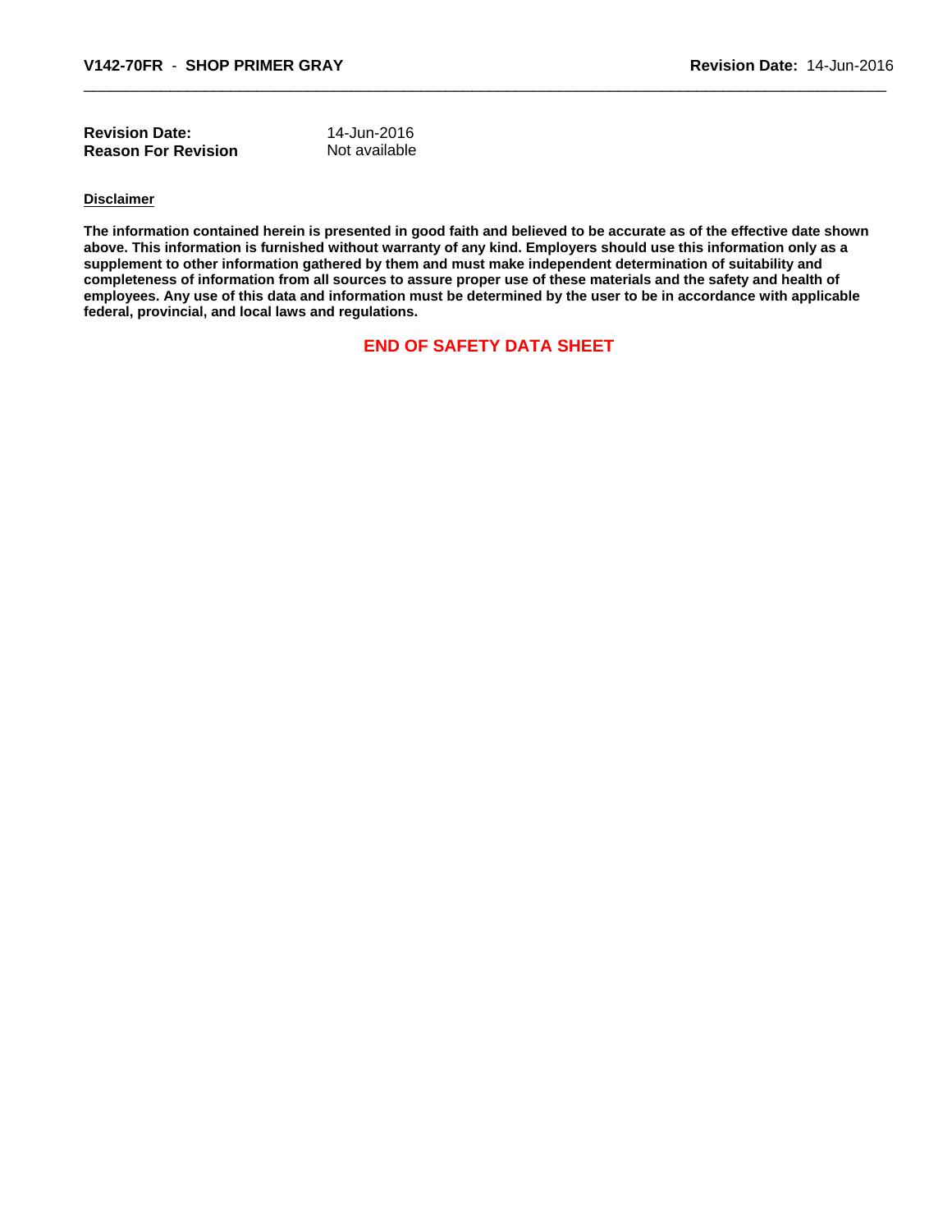| | |
|---|---|
| **Revision Date:** | 14-Jun-2016 |
| **Reason For Revision** | Not available |

**Disclaimer**

**The information contained herein is presented in good faith and believed to be accurate as of the effective date shown above. This information is furnished without warranty of any kind. Employers should use this information only as a supplement to other information gathered by them and must make independent determination of suitability and completeness of information from all sources to assure proper use of these materials and the safety and health of employees. Any use of this data and information must be determined by the user to be in accordance with applicable federal, provincial, and local laws and regulations.**

**END OF SAFETY DATA SHEET**